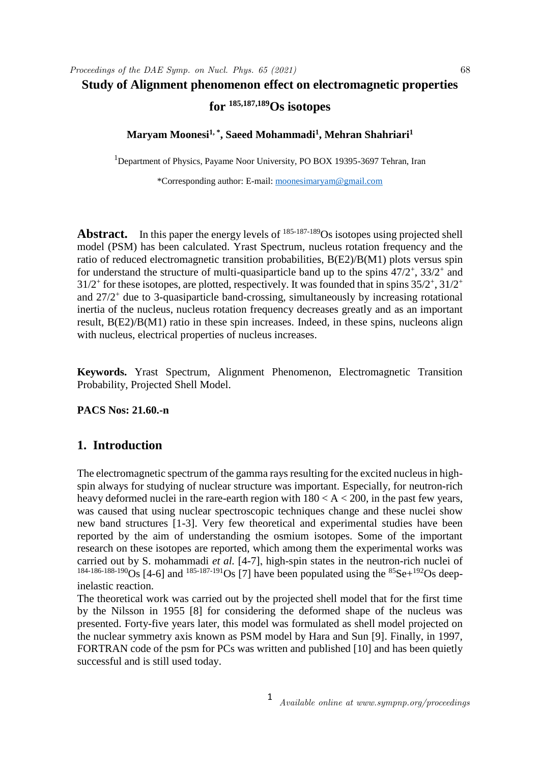# Study of Alignment phenomenon effect on electromagnetic properties for $^{185,187,189}$Os isotopes

**Maryam Moonesi[1,*], Saeed Mohammadi[1], Mehran Shahriari[1]**

[1]Department of Physics, Payame Noor University, PO BOX 19395-3697 Tehran, Iran

*Corresponding author: E-mail: moonesimaryam@gmail.com

**Abstract.** In this paper the energy levels of $^{185\text{-}187\text{-}189}$Os isotopes using projected shell model (PSM) has been calculated. Yrast Spectrum, nucleus rotation frequency and the ratio of reduced electromagnetic transition probabilities, B(E2)/B(M1) plots versus spin for understand the structure of multi-quasiparticle band up to the spins $47/2^+$, $33/2^+$ and $31/2^+$ for these isotopes, are plotted, respectively. It was founded that in spins $35/2^+$, $31/2^+$ and $27/2^+$ due to 3-quasiparticle band-crossing, simultaneously by increasing rotational inertia of the nucleus, nucleus rotation frequency decreases greatly and as an important result, B(E2)/B(M1) ratio in these spin increases. Indeed, in these spins, nucleons align with nucleus, electrical properties of nucleus increases.

**Keywords.** Yrast Spectrum, Alignment Phenomenon, Electromagnetic Transition Probability, Projected Shell Model.

**PACS Nos: 21.60.-n**

## 1. Introduction

The electromagnetic spectrum of the gamma rays resulting for the excited nucleus in high-spin always for studying of nuclear structure was important. Especially, for neutron-rich heavy deformed nuclei in the rare-earth region with $180 < A < 200$, in the past few years, was caused that using nuclear spectroscopic techniques change and these nuclei show new band structures [1-3]. Very few theoretical and experimental studies have been reported by the aim of understanding the osmium isotopes. Some of the important research on these isotopes are reported, which among them the experimental works was carried out by S. mohammadi *et al.* [4-7], high-spin states in the neutron-rich nuclei of $^{184\text{-}186\text{-}188\text{-}190}$Os [4-6] and $^{185\text{-}187\text{-}191}$Os [7] have been populated using the $^{85}$Se+$^{192}$Os deep-inelastic reaction.

The theoretical work was carried out by the projected shell model that for the first time by the Nilsson in 1955 [8] for considering the deformed shape of the nucleus was presented. Forty-five years later, this model was formulated as shell model projected on the nuclear symmetry axis known as PSM model by Hara and Sun [9]. Finally, in 1997, FORTRAN code of the psm for PCs was written and published [10] and has been quietly successful and is still used today.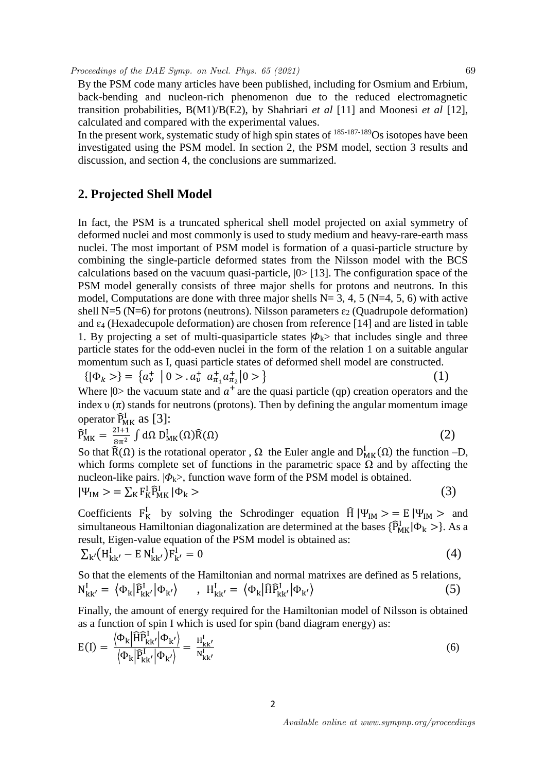By the PSM code many articles have been published, including for Osmium and Erbium, back-bending and nucleon-rich phenomenon due to the reduced electromagnetic transition probabilities, B(M1)/B(E2), by Shahriari *et al* [11] and Moonesi *et al* [12], calculated and compared with the experimental values.

In the present work, systematic study of high spin states of $^{185\text{-}187\text{-}189}Os$ isotopes have been investigated using the PSM model. In section 2, the PSM model, section 3 results and discussion, and section 4, the conclusions are summarized.

## 2. Projected Shell Model

In fact, the PSM is a truncated spherical shell model projected on axial symmetry of deformed nuclei and most commonly is used to study medium and heavy-rare-earth mass nuclei. The most important of PSM model is formation of a quasi-particle structure by combining the single-particle deformed states from the Nilsson model with the BCS calculations based on the vacuum quasi-particle, |0> [13]. The configuration space of the PSM model generally consists of three major shells for protons and neutrons. In this model, Computations are done with three major shells N= 3, 4, 5 (N=4, 5, 6) with active shell N=5 (N=6) for protons (neutrons). Nilsson parameters $\varepsilon_2$ (Quadrupole deformation) and $\varepsilon_4$ (Hexadecupole deformation) are chosen from reference [14] and are listed in table 1. By projecting a set of multi-quasiparticle states $|\Phi_k>$ that includes single and three particle states for the odd-even nuclei in the form of the relation 1 on a suitable angular momentum such as I, quasi particle states of deformed shell model are constructed.

$$\{|\Phi_k>\} = \{a_\nu^+ \; |0>. a_\upsilon^+ \; a_{\pi_1}^+ a_{\pi_2}^+ |0>\} \tag{1}$$

Where |0> the vacuum state and $a^+$ are the quasi particle (qp) creation operators and the index υ (π) stands for neutrons (protons). Then by defining the angular momentum image operator $\hat{P}^I_{MK}$ as [3]:

$$\hat{P}^I_{MK} = \frac{2I+1}{8\pi^2} \int d\Omega \, D^I_{MK}(\Omega)\hat{R}(\Omega) \tag{2}$$

So that $\hat{R}(\Omega)$ is the rotational operator , $\Omega$ the Euler angle and $D^I_{MK}(\Omega)$ the function –D, which forms complete set of functions in the parametric space $\Omega$ and by affecting the nucleon-like pairs. $|\Phi_k>$, function wave form of the PSM model is obtained.

$$|\Psi_{IM}> = \sum_K F^I_K \hat{P}^I_{MK} |\Phi_k> \tag{3}$$

Coefficients $F^I_K$ by solving the Schrodinger equation $\hat{H}\,|\Psi_{IM}> = E\,|\Psi_{IM}>$ and simultaneous Hamiltonian diagonalization are determined at the bases $\{\hat{P}^I_{MK}|\Phi_k>\}$. As a result, Eigen-value equation of the PSM model is obtained as:

$$\sum_{k'}\left(H^I_{kk'} - E\,N^I_{kk'}\right)F^I_{k'} = 0 \tag{4}$$

So that the elements of the Hamiltonian and normal matrixes are defined as 5 relations,

$$N^I_{kk'} = \left\langle \Phi_k \middle| \hat{P}^I_{kk'} \middle| \Phi_{k'} \right\rangle \quad , \; H^I_{kk'} = \left\langle \Phi_k \middle| \hat{H}\hat{P}^I_{kk'} \middle| \Phi_{k'} \right\rangle \tag{5}$$

Finally, the amount of energy required for the Hamiltonian model of Nilsson is obtained as a function of spin I which is used for spin (band diagram energy) as:

$$E(I) = \frac{\left\langle \Phi_k \middle| \hat{H}\hat{P}^I_{kk'} \middle| \Phi_{k'} \right\rangle}{\left\langle \Phi_k \middle| \hat{P}^I_{kk'} \middle| \Phi_{k'} \right\rangle} = \frac{H^I_{kk'}}{N^I_{kk'}} \tag{6}$$